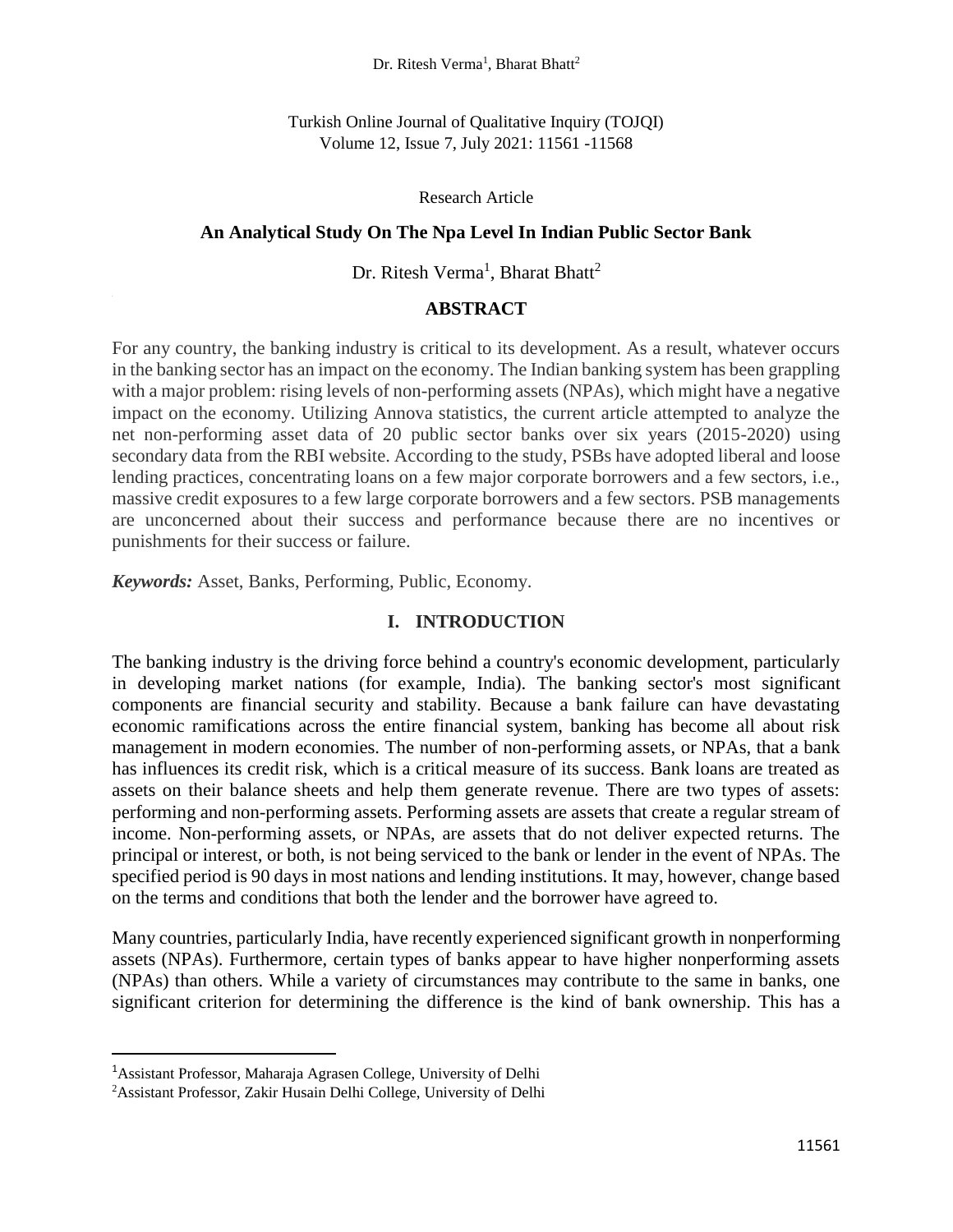Research Article

# An Analytical Study On The Npa Level In Indian Public Sector Bank

Dr. Ritesh Verma[1], Bharat Bhatt[2]

## ABSTRACT

For any country, the banking industry is critical to its development. As a result, whatever occurs in the banking sector has an impact on the economy. The Indian banking system has been grappling with a major problem: rising levels of non-performing assets (NPAs), which might have a negative impact on the economy. Utilizing Annova statistics, the current article attempted to analyze the net non-performing asset data of 20 public sector banks over six years (2015-2020) using secondary data from the RBI website. According to the study, PSBs have adopted liberal and loose lending practices, concentrating loans on a few major corporate borrowers and a few sectors, i.e., massive credit exposures to a few large corporate borrowers and a few sectors. PSB managements are unconcerned about their success and performance because there are no incentives or punishments for their success or failure.

***Keywords:*** Asset, Banks, Performing, Public, Economy.

## I. INTRODUCTION

The banking industry is the driving force behind a country's economic development, particularly in developing market nations (for example, India). The banking sector's most significant components are financial security and stability. Because a bank failure can have devastating economic ramifications across the entire financial system, banking has become all about risk management in modern economies. The number of non-performing assets, or NPAs, that a bank has influences its credit risk, which is a critical measure of its success. Bank loans are treated as assets on their balance sheets and help them generate revenue. There are two types of assets: performing and non-performing assets. Performing assets are assets that create a regular stream of income. Non-performing assets, or NPAs, are assets that do not deliver expected returns. The principal or interest, or both, is not being serviced to the bank or lender in the event of NPAs. The specified period is 90 days in most nations and lending institutions. It may, however, change based on the terms and conditions that both the lender and the borrower have agreed to.

Many countries, particularly India, have recently experienced significant growth in nonperforming assets (NPAs). Furthermore, certain types of banks appear to have higher nonperforming assets (NPAs) than others. While a variety of circumstances may contribute to the same in banks, one significant criterion for determining the difference is the kind of bank ownership. This has a

---

[1]Assistant Professor, Maharaja Agrasen College, University of Delhi

[2]Assistant Professor, Zakir Husain Delhi College, University of Delhi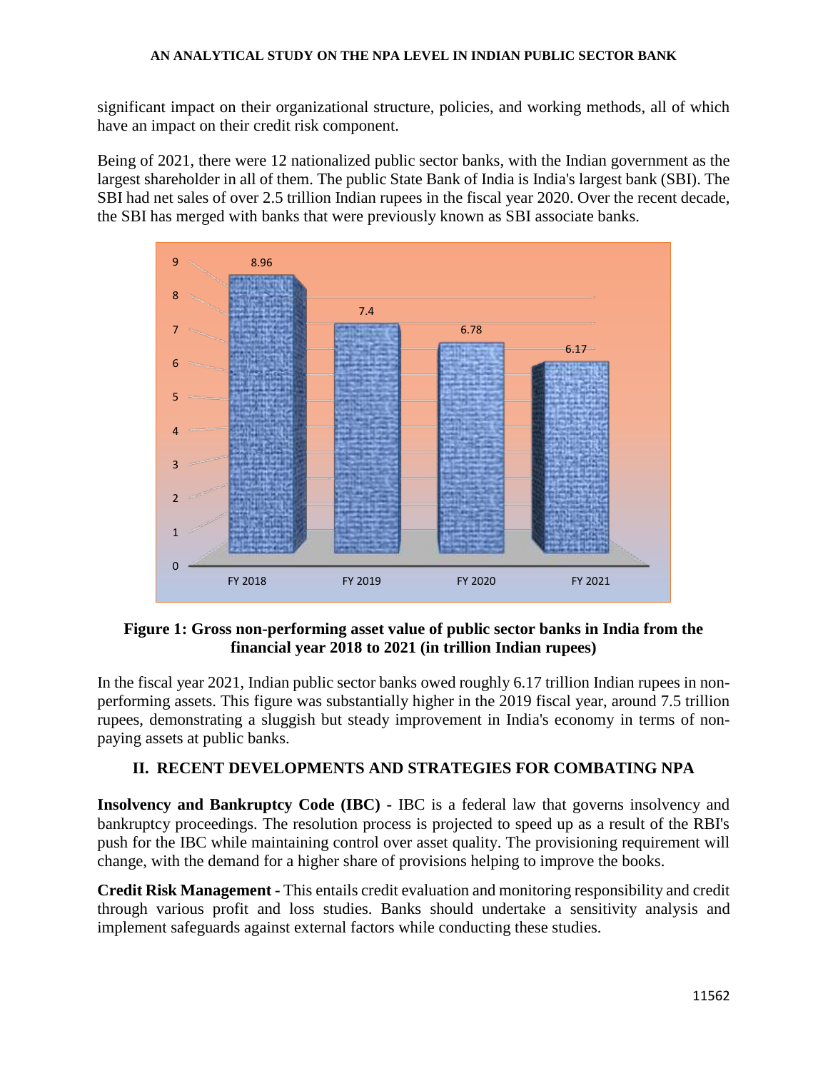significant impact on their organizational structure, policies, and working methods, all of which have an impact on their credit risk component.

Being of 2021, there were 12 nationalized public sector banks, with the Indian government as the largest shareholder in all of them. The public State Bank of India is India's largest bank (SBI). The SBI had net sales of over 2.5 trillion Indian rupees in the fiscal year 2020. Over the recent decade, the SBI has merged with banks that were previously known as SBI associate banks.

| FY 2018 | FY 2019 | FY 2020 | FY 2021 |
|---|---|---|---|
| 8.96 | 7.4 | 6.78 | 6.17 |

**Figure 1: Gross non-performing asset value of public sector banks in India from the financial year 2018 to 2021 (in trillion Indian rupees)**

In the fiscal year 2021, Indian public sector banks owed roughly 6.17 trillion Indian rupees in non-performing assets. This figure was substantially higher in the 2019 fiscal year, around 7.5 trillion rupees, demonstrating a sluggish but steady improvement in India's economy in terms of non-paying assets at public banks.

## II. RECENT DEVELOPMENTS AND STRATEGIES FOR COMBATING NPA

**Insolvency and Bankruptcy Code (IBC) -** IBC is a federal law that governs insolvency and bankruptcy proceedings. The resolution process is projected to speed up as a result of the RBI's push for the IBC while maintaining control over asset quality. The provisioning requirement will change, with the demand for a higher share of provisions helping to improve the books.

**Credit Risk Management -** This entails credit evaluation and monitoring responsibility and credit through various profit and loss studies. Banks should undertake a sensitivity analysis and implement safeguards against external factors while conducting these studies.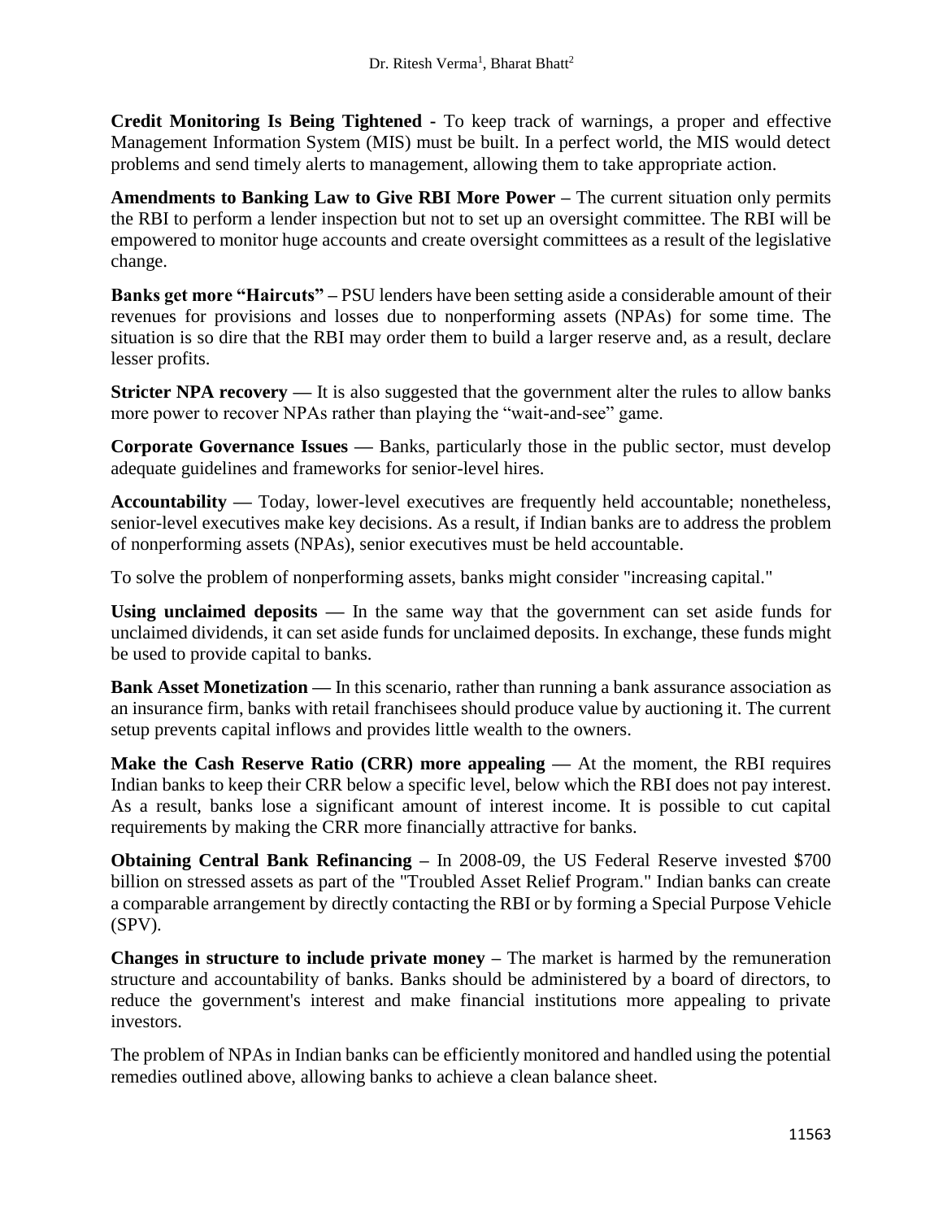**Credit Monitoring Is Being Tightened -** To keep track of warnings, a proper and effective Management Information System (MIS) must be built. In a perfect world, the MIS would detect problems and send timely alerts to management, allowing them to take appropriate action.

**Amendments to Banking Law to Give RBI More Power –** The current situation only permits the RBI to perform a lender inspection but not to set up an oversight committee. The RBI will be empowered to monitor huge accounts and create oversight committees as a result of the legislative change.

**Banks get more "Haircuts" –** PSU lenders have been setting aside a considerable amount of their revenues for provisions and losses due to nonperforming assets (NPAs) for some time. The situation is so dire that the RBI may order them to build a larger reserve and, as a result, declare lesser profits.

**Stricter NPA recovery —** It is also suggested that the government alter the rules to allow banks more power to recover NPAs rather than playing the "wait-and-see" game.

**Corporate Governance Issues —** Banks, particularly those in the public sector, must develop adequate guidelines and frameworks for senior-level hires.

**Accountability —** Today, lower-level executives are frequently held accountable; nonetheless, senior-level executives make key decisions. As a result, if Indian banks are to address the problem of nonperforming assets (NPAs), senior executives must be held accountable.

To solve the problem of nonperforming assets, banks might consider "increasing capital."

**Using unclaimed deposits —** In the same way that the government can set aside funds for unclaimed dividends, it can set aside funds for unclaimed deposits. In exchange, these funds might be used to provide capital to banks.

**Bank Asset Monetization —** In this scenario, rather than running a bank assurance association as an insurance firm, banks with retail franchisees should produce value by auctioning it. The current setup prevents capital inflows and provides little wealth to the owners.

**Make the Cash Reserve Ratio (CRR) more appealing —** At the moment, the RBI requires Indian banks to keep their CRR below a specific level, below which the RBI does not pay interest. As a result, banks lose a significant amount of interest income. It is possible to cut capital requirements by making the CRR more financially attractive for banks.

**Obtaining Central Bank Refinancing –** In 2008-09, the US Federal Reserve invested $700 billion on stressed assets as part of the "Troubled Asset Relief Program." Indian banks can create a comparable arrangement by directly contacting the RBI or by forming a Special Purpose Vehicle (SPV).

**Changes in structure to include private money –** The market is harmed by the remuneration structure and accountability of banks. Banks should be administered by a board of directors, to reduce the government's interest and make financial institutions more appealing to private investors.

The problem of NPAs in Indian banks can be efficiently monitored and handled using the potential remedies outlined above, allowing banks to achieve a clean balance sheet.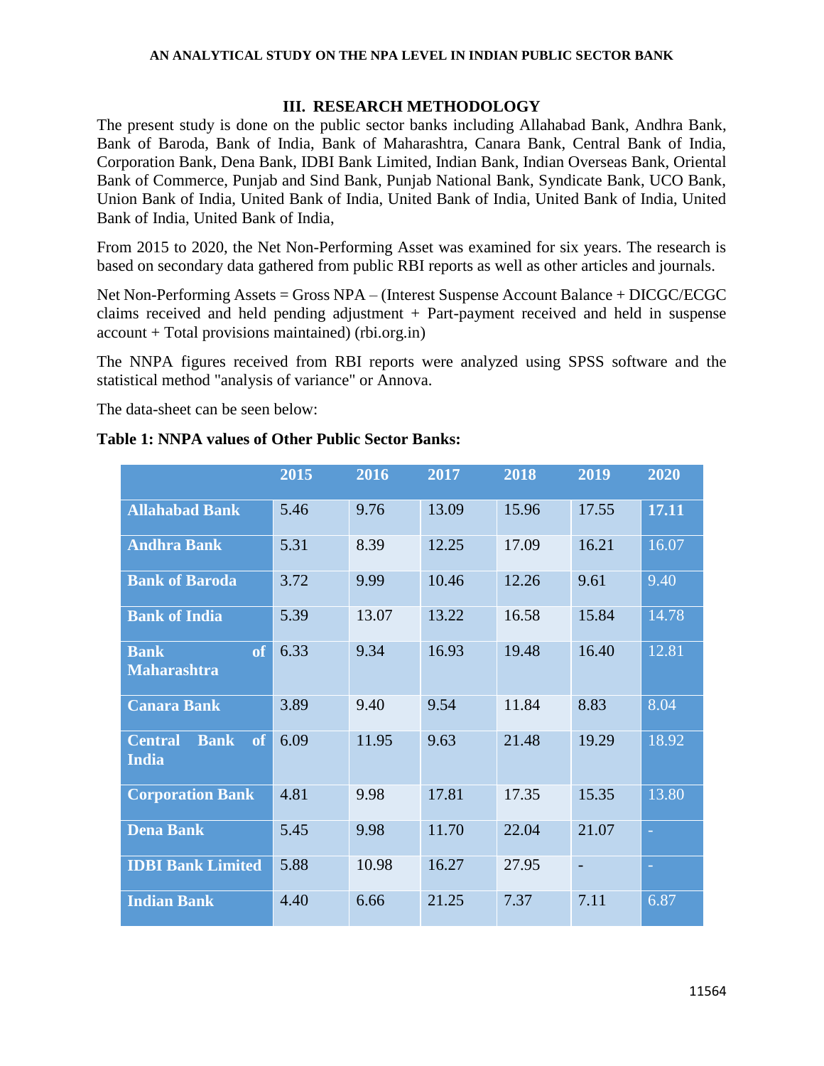## III. RESEARCH METHODOLOGY

The present study is done on the public sector banks including Allahabad Bank, Andhra Bank, Bank of Baroda, Bank of India, Bank of Maharashtra, Canara Bank, Central Bank of India, Corporation Bank, Dena Bank, IDBI Bank Limited, Indian Bank, Indian Overseas Bank, Oriental Bank of Commerce, Punjab and Sind Bank, Punjab National Bank, Syndicate Bank, UCO Bank, Union Bank of India, United Bank of India, United Bank of India, United Bank of India, United Bank of India, United Bank of India,

From 2015 to 2020, the Net Non-Performing Asset was examined for six years. The research is based on secondary data gathered from public RBI reports as well as other articles and journals.

Net Non-Performing Assets = Gross NPA – (Interest Suspense Account Balance + DICGC/ECGC claims received and held pending adjustment + Part-payment received and held in suspense account + Total provisions maintained) (rbi.org.in)

The NNPA figures received from RBI reports were analyzed using SPSS software and the statistical method "analysis of variance" or Annova.

The data-sheet can be seen below:

**Table 1: NNPA values of Other Public Sector Banks:**

| | 2015 | 2016 | 2017 | 2018 | 2019 | 2020 |
|---|---|---|---|---|---|---|
| **Allahabad Bank** | 5.46 | 9.76 | 13.09 | 15.96 | 17.55 | **17.11** |
| **Andhra Bank** | 5.31 | 8.39 | 12.25 | 17.09 | 16.21 | 16.07 |
| **Bank of Baroda** | 3.72 | 9.99 | 10.46 | 12.26 | 9.61 | 9.40 |
| **Bank of India** | 5.39 | 13.07 | 13.22 | 16.58 | 15.84 | 14.78 |
| **Bank of Maharashtra** | 6.33 | 9.34 | 16.93 | 19.48 | 16.40 | 12.81 |
| **Canara Bank** | 3.89 | 9.40 | 9.54 | 11.84 | 8.83 | 8.04 |
| **Central Bank of India** | 6.09 | 11.95 | 9.63 | 21.48 | 19.29 | 18.92 |
| **Corporation Bank** | 4.81 | 9.98 | 17.81 | 17.35 | 15.35 | 13.80 |
| **Dena Bank** | 5.45 | 9.98 | 11.70 | 22.04 | 21.07 | - |
| **IDBI Bank Limited** | 5.88 | 10.98 | 16.27 | 27.95 | - | - |
| **Indian Bank** | 4.40 | 6.66 | 21.25 | 7.37 | 7.11 | 6.87 |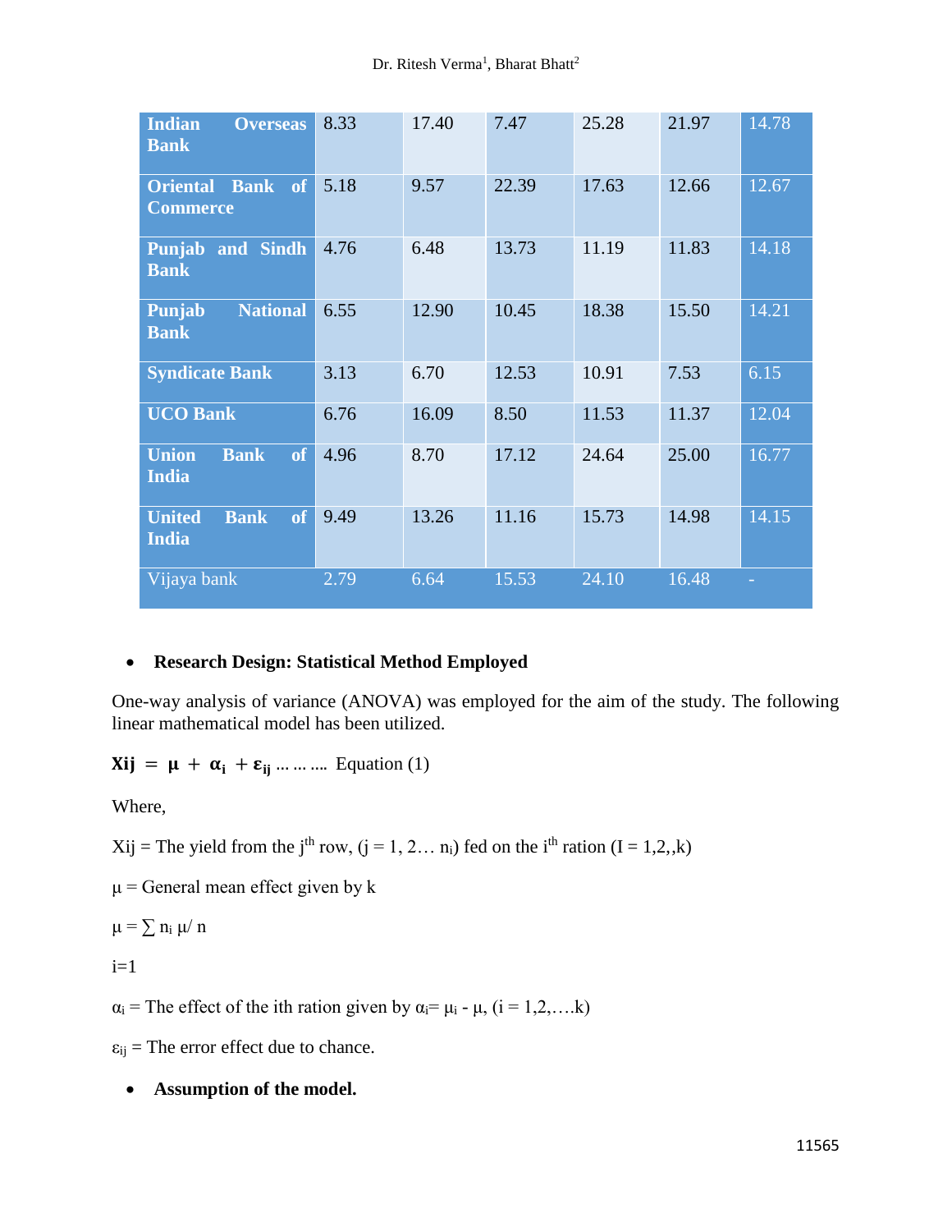| Indian Overseas Bank | 8.33 | 17.40 | 7.47 | 25.28 | 21.97 | 14.78 |
|---|---|---|---|---|---|---|
| Oriental Bank of Commerce | 5.18 | 9.57 | 22.39 | 17.63 | 12.66 | 12.67 |
| Punjab and Sindh Bank | 4.76 | 6.48 | 13.73 | 11.19 | 11.83 | 14.18 |
| Punjab National Bank | 6.55 | 12.90 | 10.45 | 18.38 | 15.50 | 14.21 |
| Syndicate Bank | 3.13 | 6.70 | 12.53 | 10.91 | 7.53 | 6.15 |
| UCO Bank | 6.76 | 16.09 | 8.50 | 11.53 | 11.37 | 12.04 |
| Union Bank of India | 4.96 | 8.70 | 17.12 | 24.64 | 25.00 | 16.77 |
| United Bank of India | 9.49 | 13.26 | 11.16 | 15.73 | 14.98 | 14.15 |
| Vijaya bank | 2.79 | 6.64 | 15.53 | 24.10 | 16.48 | - |

- **Research Design: Statistical Method Employed**

One-way analysis of variance (ANOVA) was employed for the aim of the study. The following linear mathematical model has been utilized.

$$X_{ij} = \mu + \alpha_i + \varepsilon_{ij} \quad \text{......... Equation (1)}$$

Where,

$X_{ij}$ = The yield from the $j^{th}$ row, ($j = 1, 2 \ldots n_i$) fed on the $i^{th}$ ration ($I = 1,2,,k$)

$\mu$ = General mean effect given by k

$\mu = \sum n_i \mu / n$

i=1

$\alpha_i$ = The effect of the ith ration given by $\alpha_i = \mu_i - \mu$, ($i = 1,2,\ldots.k$)

$\varepsilon_{ij}$ = The error effect due to chance.

- **Assumption of the model.**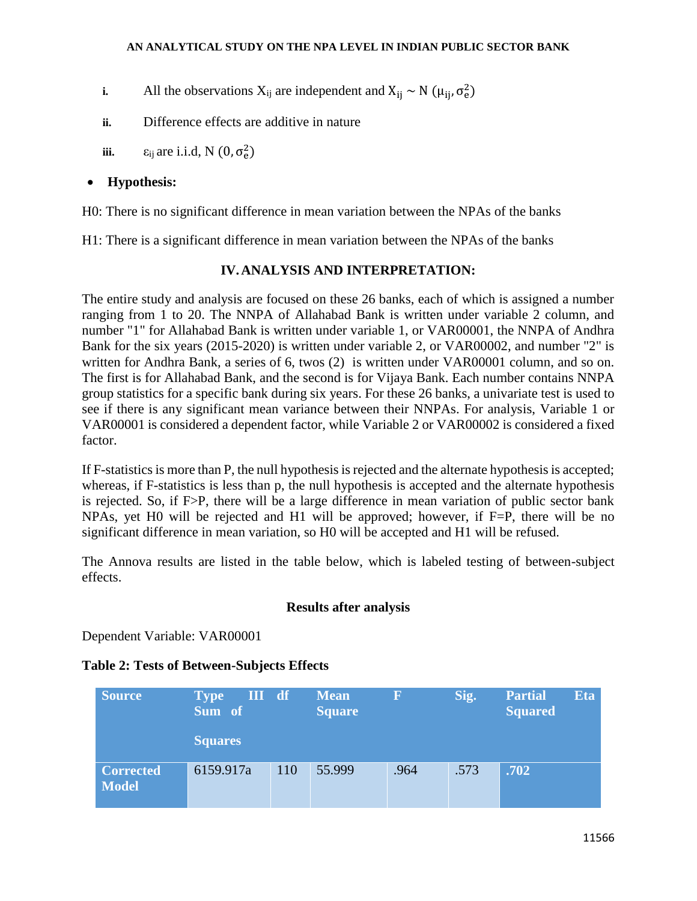i. All the observations $X_{ij}$ are independent and $X_{ij} \sim N(\mu_{ij}, \sigma_e^2)$

ii. Difference effects are additive in nature

iii. $\varepsilon_{ij}$ are i.i.d, $N(0, \sigma_e^2)$

- **Hypothesis:**

H0: There is no significant difference in mean variation between the NPAs of the banks

H1: There is a significant difference in mean variation between the NPAs of the banks

## IV. ANALYSIS AND INTERPRETATION:

The entire study and analysis are focused on these 26 banks, each of which is assigned a number ranging from 1 to 20. The NNPA of Allahabad Bank is written under variable 2 column, and number "1" for Allahabad Bank is written under variable 1, or VAR00001, the NNPA of Andhra Bank for the six years (2015-2020) is written under variable 2, or VAR00002, and number "2" is written for Andhra Bank, a series of 6, twos (2) is written under VAR00001 column, and so on. The first is for Allahabad Bank, and the second is for Vijaya Bank. Each number contains NNPA group statistics for a specific bank during six years. For these 26 banks, a univariate test is used to see if there is any significant mean variance between their NNPAs. For analysis, Variable 1 or VAR00001 is considered a dependent factor, while Variable 2 or VAR00002 is considered a fixed factor.

If F-statistics is more than P, the null hypothesis is rejected and the alternate hypothesis is accepted; whereas, if F-statistics is less than p, the null hypothesis is accepted and the alternate hypothesis is rejected. So, if F>P, there will be a large difference in mean variation of public sector bank NPAs, yet H0 will be rejected and H1 will be approved; however, if F=P, there will be no significant difference in mean variation, so H0 will be accepted and H1 will be refused.

The Annova results are listed in the table below, which is labeled testing of between-subject effects.

**Results after analysis**

Dependent Variable: VAR00001

**Table 2: Tests of Between-Subjects Effects**

| Source | Type III Sum of Squares | df | Mean Square | F | Sig. | Partial Eta Squared |
|---|---|---|---|---|---|---|
| **Corrected Model** | 6159.917a | 110 | 55.999 | .964 | .573 | **.702** |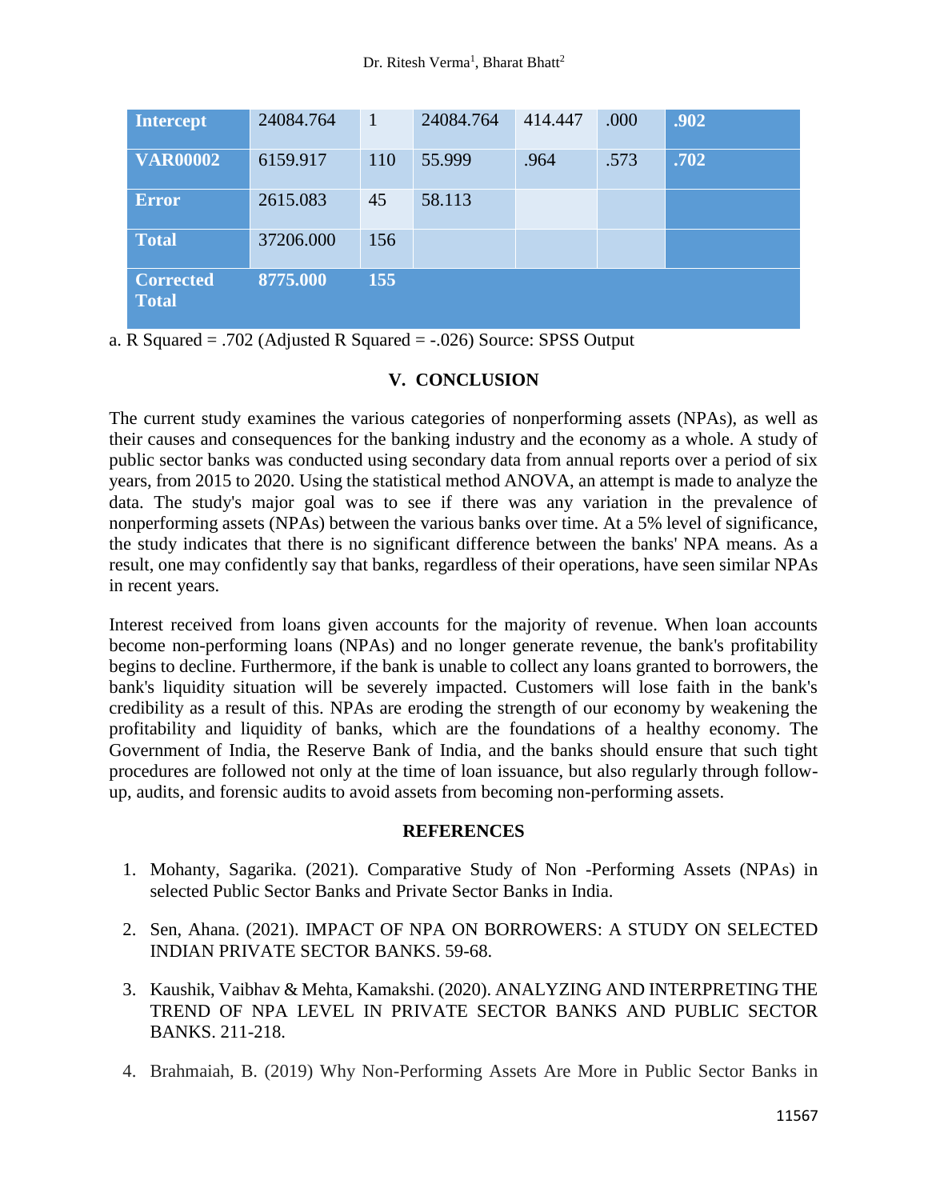| Intercept | 24084.764 | 1 | 24084.764 | 414.447 | .000 | .902 |
|---|---|---|---|---|---|---|
| VAR00002 | 6159.917 | 110 | 55.999 | .964 | .573 | .702 |
| Error | 2615.083 | 45 | 58.113 | | | |
| Total | 37206.000 | 156 | | | | |
| Corrected Total | 8775.000 | 155 | | | | |

a. R Squared = .702 (Adjusted R Squared = -.026) Source: SPSS Output

## V. CONCLUSION

The current study examines the various categories of nonperforming assets (NPAs), as well as their causes and consequences for the banking industry and the economy as a whole. A study of public sector banks was conducted using secondary data from annual reports over a period of six years, from 2015 to 2020. Using the statistical method ANOVA, an attempt is made to analyze the data. The study's major goal was to see if there was any variation in the prevalence of nonperforming assets (NPAs) between the various banks over time. At a 5% level of significance, the study indicates that there is no significant difference between the banks' NPA means. As a result, one may confidently say that banks, regardless of their operations, have seen similar NPAs in recent years.

Interest received from loans given accounts for the majority of revenue. When loan accounts become non-performing loans (NPAs) and no longer generate revenue, the bank's profitability begins to decline. Furthermore, if the bank is unable to collect any loans granted to borrowers, the bank's liquidity situation will be severely impacted. Customers will lose faith in the bank's credibility as a result of this. NPAs are eroding the strength of our economy by weakening the profitability and liquidity of banks, which are the foundations of a healthy economy. The Government of India, the Reserve Bank of India, and the banks should ensure that such tight procedures are followed not only at the time of loan issuance, but also regularly through follow-up, audits, and forensic audits to avoid assets from becoming non-performing assets.

## REFERENCES

1. Mohanty, Sagarika. (2021). Comparative Study of Non -Performing Assets (NPAs) in selected Public Sector Banks and Private Sector Banks in India.
2. Sen, Ahana. (2021). IMPACT OF NPA ON BORROWERS: A STUDY ON SELECTED INDIAN PRIVATE SECTOR BANKS. 59-68.
3. Kaushik, Vaibhav & Mehta, Kamakshi. (2020). ANALYZING AND INTERPRETING THE TREND OF NPA LEVEL IN PRIVATE SECTOR BANKS AND PUBLIC SECTOR BANKS. 211-218.
4. Brahmaiah, B. (2019) Why Non-Performing Assets Are More in Public Sector Banks in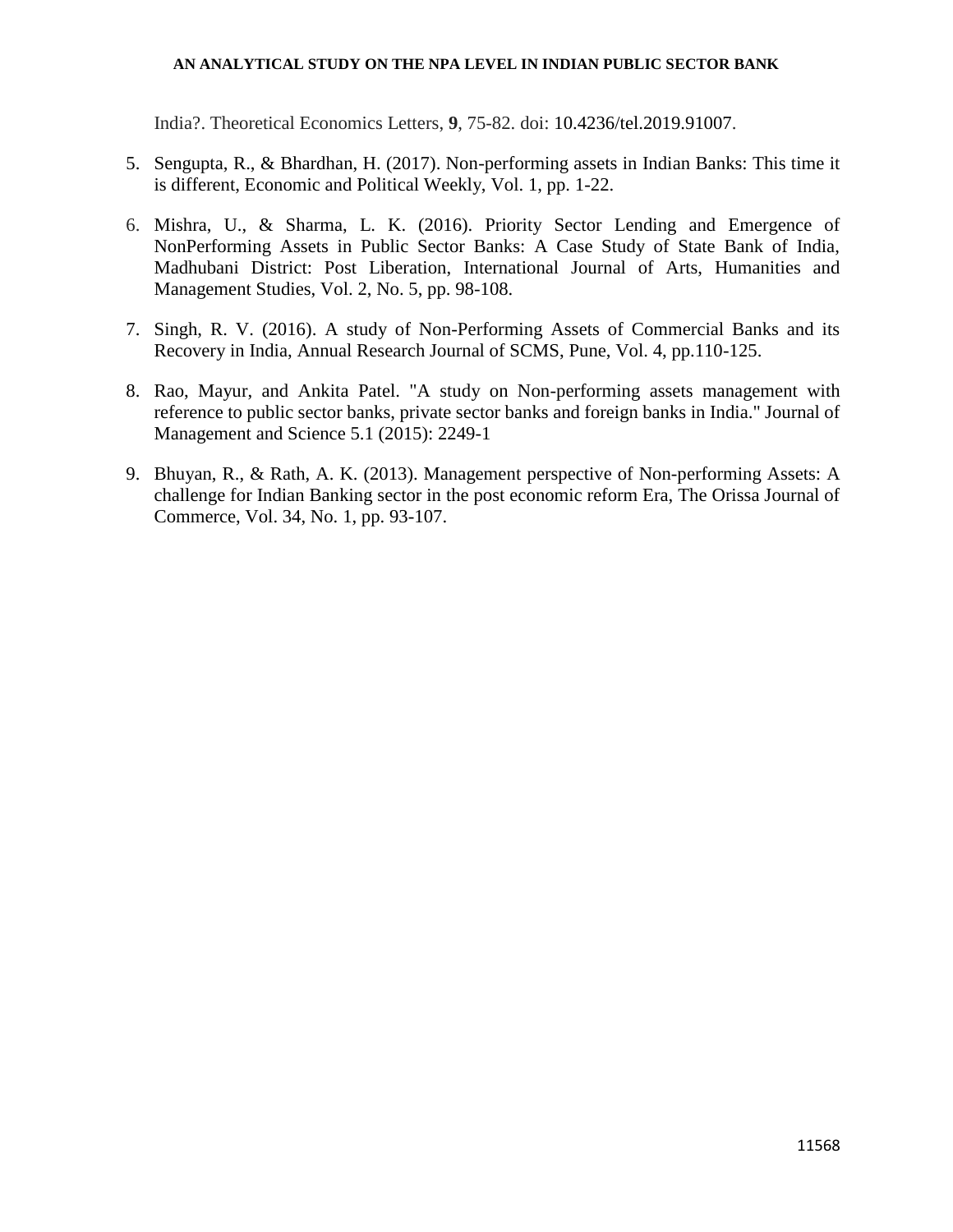India?. Theoretical Economics Letters, **9**, 75-82. doi: 10.4236/tel.2019.91007.

5. Sengupta, R., & Bhardhan, H. (2017). Non-performing assets in Indian Banks: This time it is different, Economic and Political Weekly, Vol. 1, pp. 1-22.

6. Mishra, U., & Sharma, L. K. (2016). Priority Sector Lending and Emergence of NonPerforming Assets in Public Sector Banks: A Case Study of State Bank of India, Madhubani District: Post Liberation, International Journal of Arts, Humanities and Management Studies, Vol. 2, No. 5, pp. 98-108.

7. Singh, R. V. (2016). A study of Non-Performing Assets of Commercial Banks and its Recovery in India, Annual Research Journal of SCMS, Pune, Vol. 4, pp.110-125.

8. Rao, Mayur, and Ankita Patel. "A study on Non-performing assets management with reference to public sector banks, private sector banks and foreign banks in India." Journal of Management and Science 5.1 (2015): 2249-1

9. Bhuyan, R., & Rath, A. K. (2013). Management perspective of Non-performing Assets: A challenge for Indian Banking sector in the post economic reform Era, The Orissa Journal of Commerce, Vol. 34, No. 1, pp. 93-107.